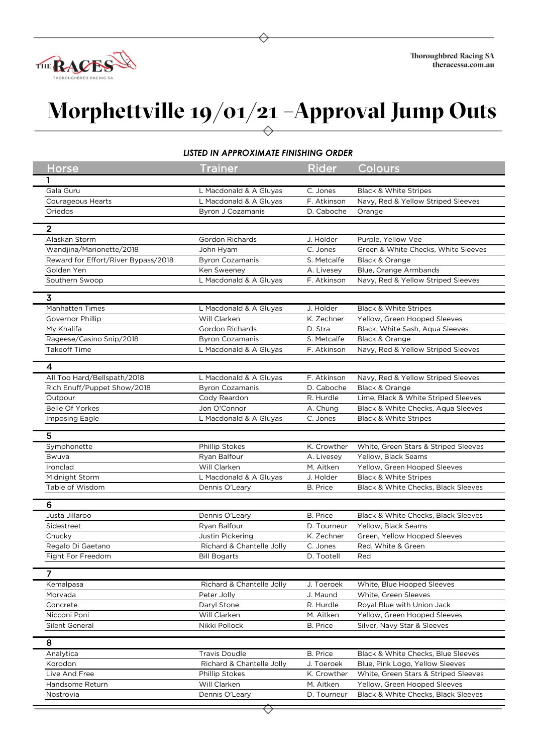# Morphettville 19/01/21 –Approval Jump Outs

***LISTED IN APPROXIMATE FINISHING ORDER***

| Horse | Trainer | Rider | Colours |
|---|---|---|---|
| **1** | | | |
| Gala Guru | L Macdonald & A Gluyas | C. Jones | Black & White Stripes |
| Courageous Hearts | L Macdonald & A Gluyas | F. Atkinson | Navy, Red & Yellow Striped Sleeves |
| Oriedos | Byron J Cozamanis | D. Caboche | Orange |
| **2** | | | |
| Alaskan Storm | Gordon Richards | J. Holder | Purple, Yellow Vee |
| Wandjina/Marionette/2018 | John Hyam | C. Jones | Green & White Checks, White Sleeves |
| Reward for Effort/River Bypass/2018 | Byron Cozamanis | S. Metcalfe | Black & Orange |
| Golden Yen | Ken Sweeney | A. Livesey | Blue, Orange Armbands |
| Southern Swoop | L Macdonald & A Gluyas | F. Atkinson | Navy, Red & Yellow Striped Sleeves |
| **3** | | | |
| Manhatten Times | L Macdonald & A Gluyas | J. Holder | Black & White Stripes |
| Governor Phillip | Will Clarken | K. Zechner | Yellow, Green Hooped Sleeves |
| My Khalifa | Gordon Richards | D. Stra | Black, White Sash, Aqua Sleeves |
| Rageese/Casino Snip/2018 | Byron Cozamanis | S. Metcalfe | Black & Orange |
| Takeoff Time | L Macdonald & A Gluyas | F. Atkinson | Navy, Red & Yellow Striped Sleeves |
| **4** | | | |
| All Too Hard/Bellspath/2018 | L Macdonald & A Gluyas | F. Atkinson | Navy, Red & Yellow Striped Sleeves |
| Rich Enuff/Puppet Show/2018 | Byron Cozamanis | D. Caboche | Black & Orange |
| Outpour | Cody Reardon | R. Hurdle | Lime, Black & White Striped Sleeves |
| Belle Of Yorkes | Jon O'Connor | A. Chung | Black & White Checks, Aqua Sleeves |
| Imposing Eagle | L Macdonald & A Gluyas | C. Jones | Black & White Stripes |
| **5** | | | |
| Symphonette | Phillip Stokes | K. Crowther | White, Green Stars & Striped Sleeves |
| Bwuva | Ryan Balfour | A. Livesey | Yellow, Black Seams |
| Ironclad | Will Clarken | M. Aitken | Yellow, Green Hooped Sleeves |
| Midnight Storm | L Macdonald & A Gluyas | J. Holder | Black & White Stripes |
| Table of Wisdom | Dennis O'Leary | B. Price | Black & White Checks, Black Sleeves |
| **6** | | | |
| Justa Jillaroo | Dennis O'Leary | B. Price | Black & White Checks, Black Sleeves |
| Sidestreet | Ryan Balfour | D. Tourneur | Yellow, Black Seams |
| Chucky | Justin Pickering | K. Zechner | Green, Yellow Hooped Sleeves |
| Regalo Di Gaetano | Richard & Chantelle Jolly | C. Jones | Red, White & Green |
| Fight For Freedom | Bill Bogarts | D. Tootell | Red |
| **7** | | | |
| Kemalpasa | Richard & Chantelle Jolly | J. Toeroek | White, Blue Hooped Sleeves |
| Morvada | Peter Jolly | J. Maund | White, Green Sleeves |
| Concrete | Daryl Stone | R. Hurdle | Royal Blue with Union Jack |
| Nicconi Poni | Will Clarken | M. Aitken | Yellow, Green Hooped Sleeves |
| Silent General | Nikki Pollock | B. Price | Silver, Navy Star & Sleeves |
| **8** | | | |
| Analytica | Travis Doudle | B. Price | Black & White Checks, Blue Sleeves |
| Korodon | Richard & Chantelle Jolly | J. Toeroek | Blue, Pink Logo, Yellow Sleeves |
| Live And Free | Phillip Stokes | K. Crowther | White, Green Stars & Striped Sleeves |
| Handsome Return | Will Clarken | M. Aitken | Yellow, Green Hooped Sleeves |
| Nostrovia | Dennis O'Leary | D. Tourneur | Black & White Checks, Black Sleeves |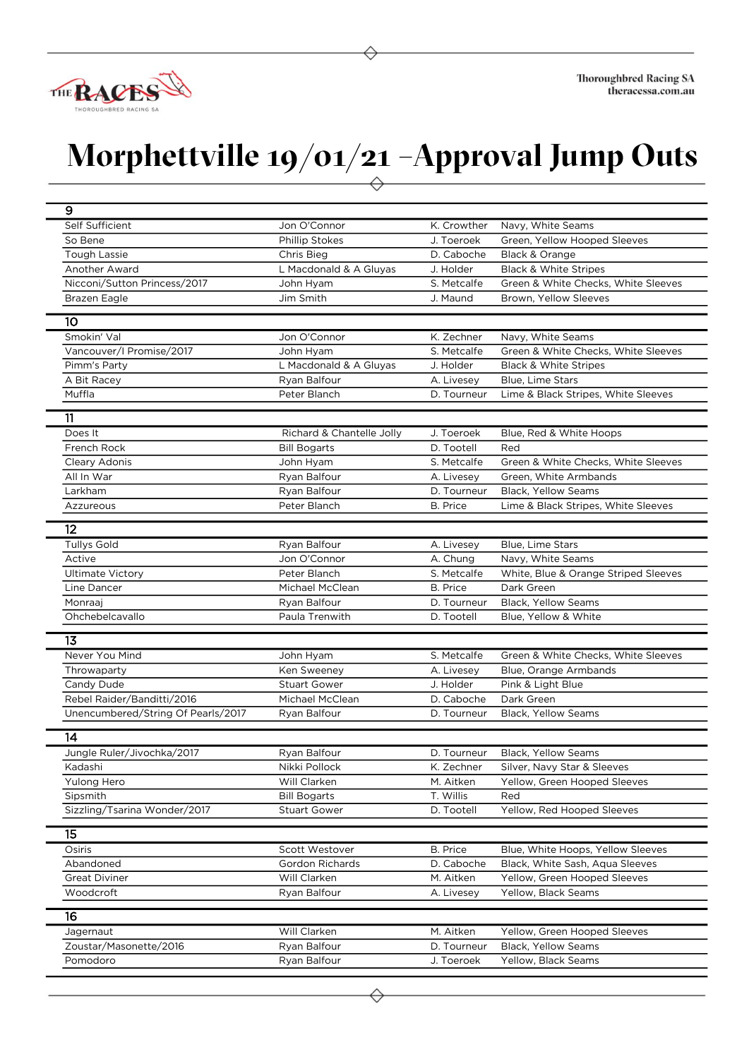# Morphettville 19/01/21 –Approval Jump Outs

| | | | |
|---|---|---|---|
| **9** | | | |
| Self Sufficient | Jon O'Connor | K. Crowther | Navy, White Seams |
| So Bene | Phillip Stokes | J. Toeroek | Green, Yellow Hooped Sleeves |
| Tough Lassie | Chris Bieg | D. Caboche | Black & Orange |
| Another Award | L Macdonald & A Gluyas | J. Holder | Black & White Stripes |
| Nicconi/Sutton Princess/2017 | John Hyam | S. Metcalfe | Green & White Checks, White Sleeves |
| Brazen Eagle | Jim Smith | J. Maund | Brown, Yellow Sleeves |
| **10** | | | |
| Smokin' Val | Jon O'Connor | K. Zechner | Navy, White Seams |
| Vancouver/I Promise/2017 | John Hyam | S. Metcalfe | Green & White Checks, White Sleeves |
| Pimm's Party | L Macdonald & A Gluyas | J. Holder | Black & White Stripes |
| A Bit Racey | Ryan Balfour | A. Livesey | Blue, Lime Stars |
| Muffla | Peter Blanch | D. Tourneur | Lime & Black Stripes, White Sleeves |
| **11** | | | |
| Does It | Richard & Chantelle Jolly | J. Toeroek | Blue, Red & White Hoops |
| French Rock | Bill Bogarts | D. Tootell | Red |
| Cleary Adonis | John Hyam | S. Metcalfe | Green & White Checks, White Sleeves |
| All In War | Ryan Balfour | A. Livesey | Green, White Armbands |
| Larkham | Ryan Balfour | D. Tourneur | Black, Yellow Seams |
| Azzureous | Peter Blanch | B. Price | Lime & Black Stripes, White Sleeves |
| **12** | | | |
| Tullys Gold | Ryan Balfour | A. Livesey | Blue, Lime Stars |
| Active | Jon O'Connor | A. Chung | Navy, White Seams |
| Ultimate Victory | Peter Blanch | S. Metcalfe | White, Blue & Orange Striped Sleeves |
| Line Dancer | Michael McClean | B. Price | Dark Green |
| Monraaj | Ryan Balfour | D. Tourneur | Black, Yellow Seams |
| Ohchebelcavallo | Paula Trenwith | D. Tootell | Blue, Yellow & White |
| **13** | | | |
| Never You Mind | John Hyam | S. Metcalfe | Green & White Checks, White Sleeves |
| Throwaparty | Ken Sweeney | A. Livesey | Blue, Orange Armbands |
| Candy Dude | Stuart Gower | J. Holder | Pink & Light Blue |
| Rebel Raider/Banditti/2016 | Michael McClean | D. Caboche | Dark Green |
| Unencumbered/String Of Pearls/2017 | Ryan Balfour | D. Tourneur | Black, Yellow Seams |
| **14** | | | |
| Jungle Ruler/Jivochka/2017 | Ryan Balfour | D. Tourneur | Black, Yellow Seams |
| Kadashi | Nikki Pollock | K. Zechner | Silver, Navy Star & Sleeves |
| Yulong Hero | Will Clarken | M. Aitken | Yellow, Green Hooped Sleeves |
| Sipsmith | Bill Bogarts | T. Willis | Red |
| Sizzling/Tsarina Wonder/2017 | Stuart Gower | D. Tootell | Yellow, Red Hooped Sleeves |
| **15** | | | |
| Osiris | Scott Westover | B. Price | Blue, White Hoops, Yellow Sleeves |
| Abandoned | Gordon Richards | D. Caboche | Black, White Sash, Aqua Sleeves |
| Great Diviner | Will Clarken | M. Aitken | Yellow, Green Hooped Sleeves |
| Woodcroft | Ryan Balfour | A. Livesey | Yellow, Black Seams |
| **16** | | | |
| Jagernaut | Will Clarken | M. Aitken | Yellow, Green Hooped Sleeves |
| Zoustar/Masonette/2016 | Ryan Balfour | D. Tourneur | Black, Yellow Seams |
| Pomodoro | Ryan Balfour | J. Toeroek | Yellow, Black Seams |